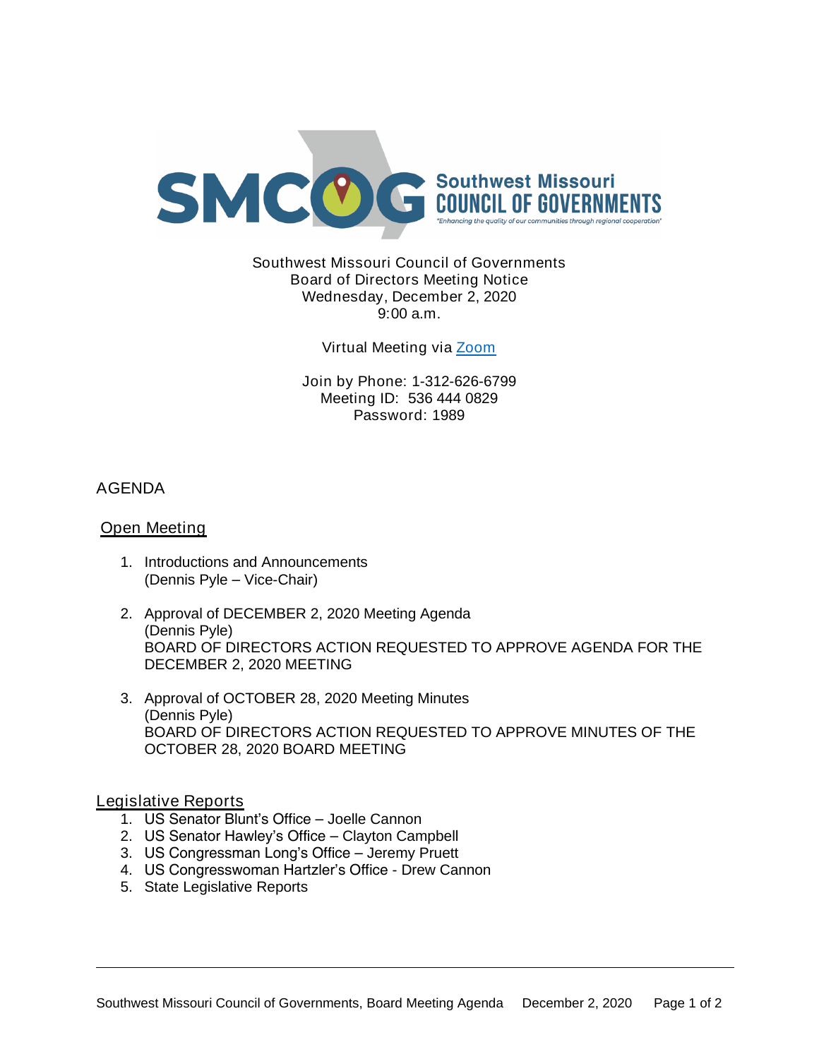Southwest Missouri Council of Governments
Board of Directors Meeting Notice
Wednesday, December 2, 2020
9:00 a.m.

Virtual Meeting via [Zoom]

Join by Phone: 1-312-626-6799
Meeting ID: 536 444 0829
Password: 1989

## AGENDA

### Open Meeting

1. Introductions and Announcements
   (Dennis Pyle – Vice-Chair)

2. Approval of DECEMBER 2, 2020 Meeting Agenda
   (Dennis Pyle)
   BOARD OF DIRECTORS ACTION REQUESTED TO APPROVE AGENDA FOR THE DECEMBER 2, 2020 MEETING

3. Approval of OCTOBER 28, 2020 Meeting Minutes
   (Dennis Pyle)
   BOARD OF DIRECTORS ACTION REQUESTED TO APPROVE MINUTES OF THE OCTOBER 28, 2020 BOARD MEETING

### Legislative Reports

1. US Senator Blunt's Office – Joelle Cannon
2. US Senator Hawley's Office – Clayton Campbell
3. US Congressman Long's Office – Jeremy Pruett
4. US Congresswoman Hartzler's Office - Drew Cannon
5. State Legislative Reports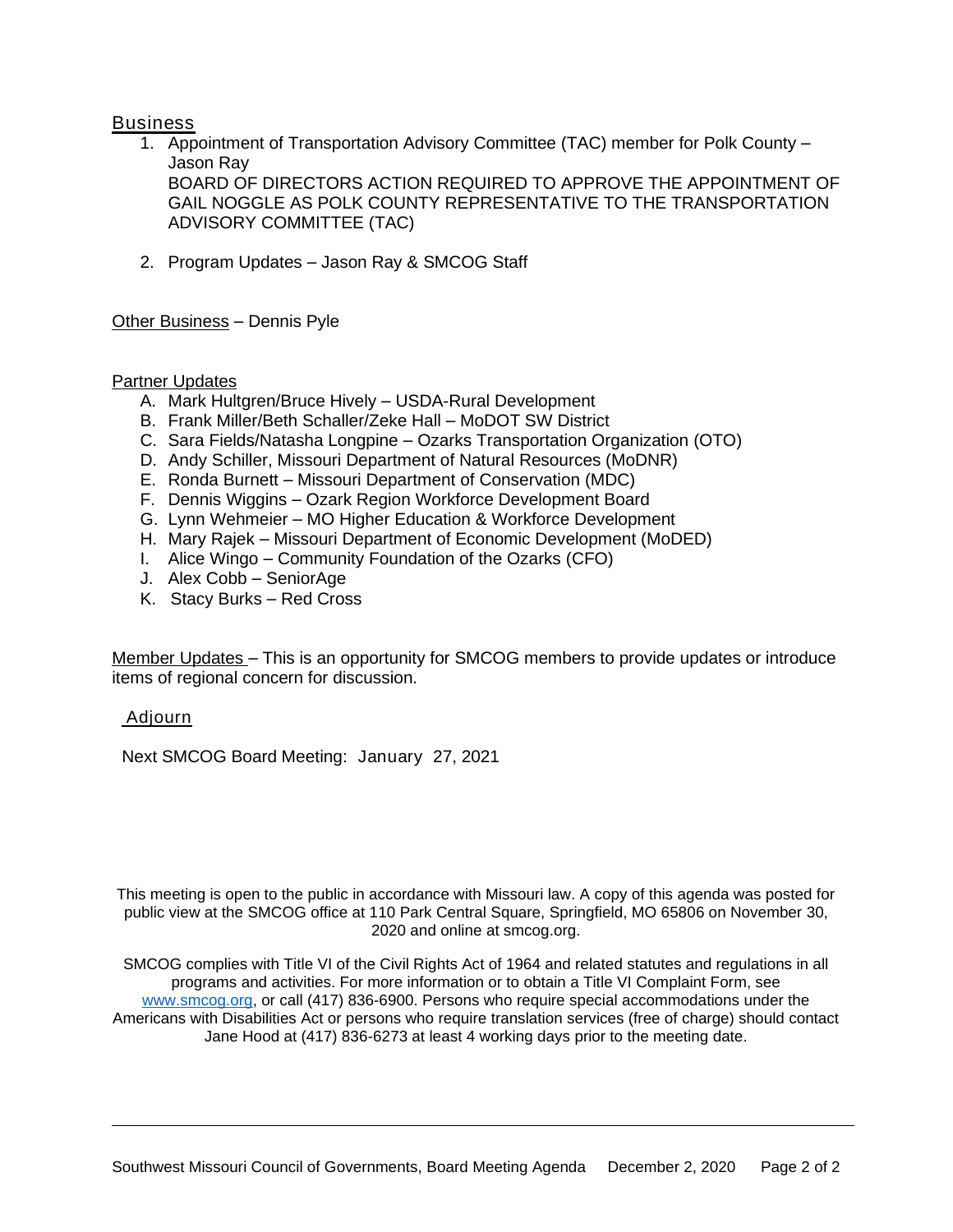## Business

1. Appointment of Transportation Advisory Committee (TAC) member for Polk County – Jason Ray
   BOARD OF DIRECTORS ACTION REQUIRED TO APPROVE THE APPOINTMENT OF GAIL NOGGLE AS POLK COUNTY REPRESENTATIVE TO THE TRANSPORTATION ADVISORY COMMITTEE (TAC)

2. Program Updates – Jason Ray & SMCOG Staff

Other Business – Dennis Pyle

Partner Updates

A. Mark Hultgren/Bruce Hively – USDA-Rural Development
B. Frank Miller/Beth Schaller/Zeke Hall – MoDOT SW District
C. Sara Fields/Natasha Longpine – Ozarks Transportation Organization (OTO)
D. Andy Schiller, Missouri Department of Natural Resources (MoDNR)
E. Ronda Burnett – Missouri Department of Conservation (MDC)
F. Dennis Wiggins – Ozark Region Workforce Development Board
G. Lynn Wehmeier – MO Higher Education & Workforce Development
H. Mary Rajek – Missouri Department of Economic Development (MoDED)
I. Alice Wingo – Community Foundation of the Ozarks (CFO)
J. Alex Cobb – SeniorAge
K. Stacy Burks – Red Cross

Member Updates – This is an opportunity for SMCOG members to provide updates or introduce items of regional concern for discussion.

Adjourn

Next SMCOG Board Meeting: January 27, 2021

This meeting is open to the public in accordance with Missouri law. A copy of this agenda was posted for public view at the SMCOG office at 110 Park Central Square, Springfield, MO 65806 on November 30, 2020 and online at smcog.org.

SMCOG complies with Title VI of the Civil Rights Act of 1964 and related statutes and regulations in all programs and activities. For more information or to obtain a Title VI Complaint Form, see www.smcog.org, or call (417) 836-6900. Persons who require special accommodations under the Americans with Disabilities Act or persons who require translation services (free of charge) should contact Jane Hood at (417) 836-6273 at least 4 working days prior to the meeting date.